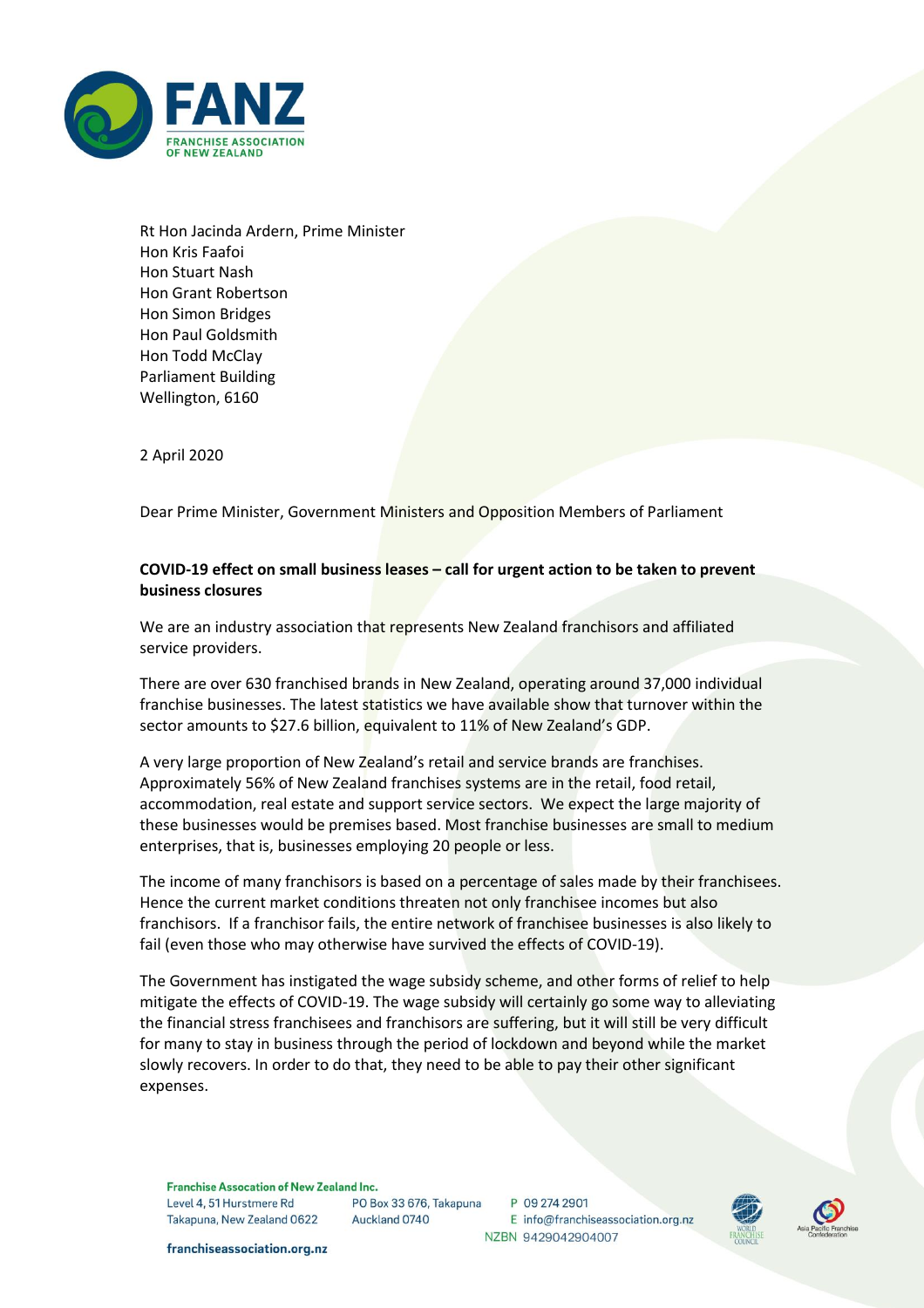FANZ
FRANCHISE ASSOCIATION OF NEW ZEALAND

Rt Hon Jacinda Ardern, Prime Minister
Hon Kris Faafoi
Hon Stuart Nash
Hon Grant Robertson
Hon Simon Bridges
Hon Paul Goldsmith
Hon Todd McClay
Parliament Building
Wellington, 6160

2 April 2020

Dear Prime Minister, Government Ministers and Opposition Members of Parliament

**COVID-19 effect on small business leases – call for urgent action to be taken to prevent business closures**

We are an industry association that represents New Zealand franchisors and affiliated service providers.

There are over 630 franchised brands in New Zealand, operating around 37,000 individual franchise businesses. The latest statistics we have available show that turnover within the sector amounts to $27.6 billion, equivalent to 11% of New Zealand's GDP.

A very large proportion of New Zealand's retail and service brands are franchises. Approximately 56% of New Zealand franchises systems are in the retail, food retail, accommodation, real estate and support service sectors. We expect the large majority of these businesses would be premises based. Most franchise businesses are small to medium enterprises, that is, businesses employing 20 people or less.

The income of many franchisors is based on a percentage of sales made by their franchisees. Hence the current market conditions threaten not only franchisee incomes but also franchisors. If a franchisor fails, the entire network of franchisee businesses is also likely to fail (even those who may otherwise have survived the effects of COVID-19).

The Government has instigated the wage subsidy scheme, and other forms of relief to help mitigate the effects of COVID-19. The wage subsidy will certainly go some way to alleviating the financial stress franchisees and franchisors are suffering, but it will still be very difficult for many to stay in business through the period of lockdown and beyond while the market slowly recovers. In order to do that, they need to be able to pay their other significant expenses.

**Franchise Assocation of New Zealand Inc.**
Level 4, 51 Hurstmere Rd
Takapuna, New Zealand 0622

PO Box 33 676, Takapuna
Auckland 0740

P 09 274 2901
E info@franchiseassociation.org.nz
NZBN 9429042904007

franchiseassociation.org.nz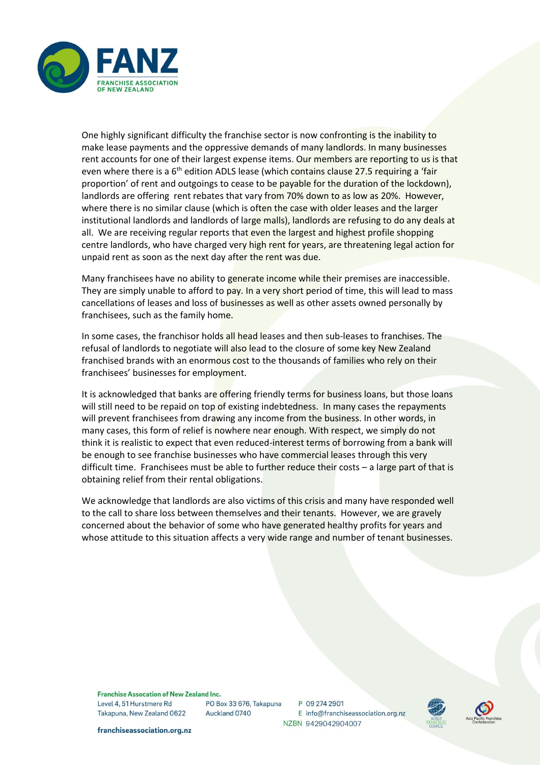One highly significant difficulty the franchise sector is now confronting is the inability to make lease payments and the oppressive demands of many landlords. In many businesses rent accounts for one of their largest expense items. Our members are reporting to us is that even where there is a 6th edition ADLS lease (which contains clause 27.5 requiring a 'fair proportion' of rent and outgoings to cease to be payable for the duration of the lockdown), landlords are offering rent rebates that vary from 70% down to as low as 20%. However, where there is no similar clause (which is often the case with older leases and the larger institutional landlords and landlords of large malls), landlords are refusing to do any deals at all. We are receiving regular reports that even the largest and highest profile shopping centre landlords, who have charged very high rent for years, are threatening legal action for unpaid rent as soon as the next day after the rent was due.

Many franchisees have no ability to generate income while their premises are inaccessible. They are simply unable to afford to pay. In a very short period of time, this will lead to mass cancellations of leases and loss of businesses as well as other assets owned personally by franchisees, such as the family home.

In some cases, the franchisor holds all head leases and then sub-leases to franchises. The refusal of landlords to negotiate will also lead to the closure of some key New Zealand franchised brands with an enormous cost to the thousands of families who rely on their franchisees' businesses for employment.

It is acknowledged that banks are offering friendly terms for business loans, but those loans will still need to be repaid on top of existing indebtedness. In many cases the repayments will prevent franchisees from drawing any income from the business. In other words, in many cases, this form of relief is nowhere near enough. With respect, we simply do not think it is realistic to expect that even reduced-interest terms of borrowing from a bank will be enough to see franchise businesses who have commercial leases through this very difficult time. Franchisees must be able to further reduce their costs – a large part of that is obtaining relief from their rental obligations.

We acknowledge that landlords are also victims of this crisis and many have responded well to the call to share loss between themselves and their tenants. However, we are gravely concerned about the behavior of some who have generated healthy profits for years and whose attitude to this situation affects a very wide range and number of tenant businesses.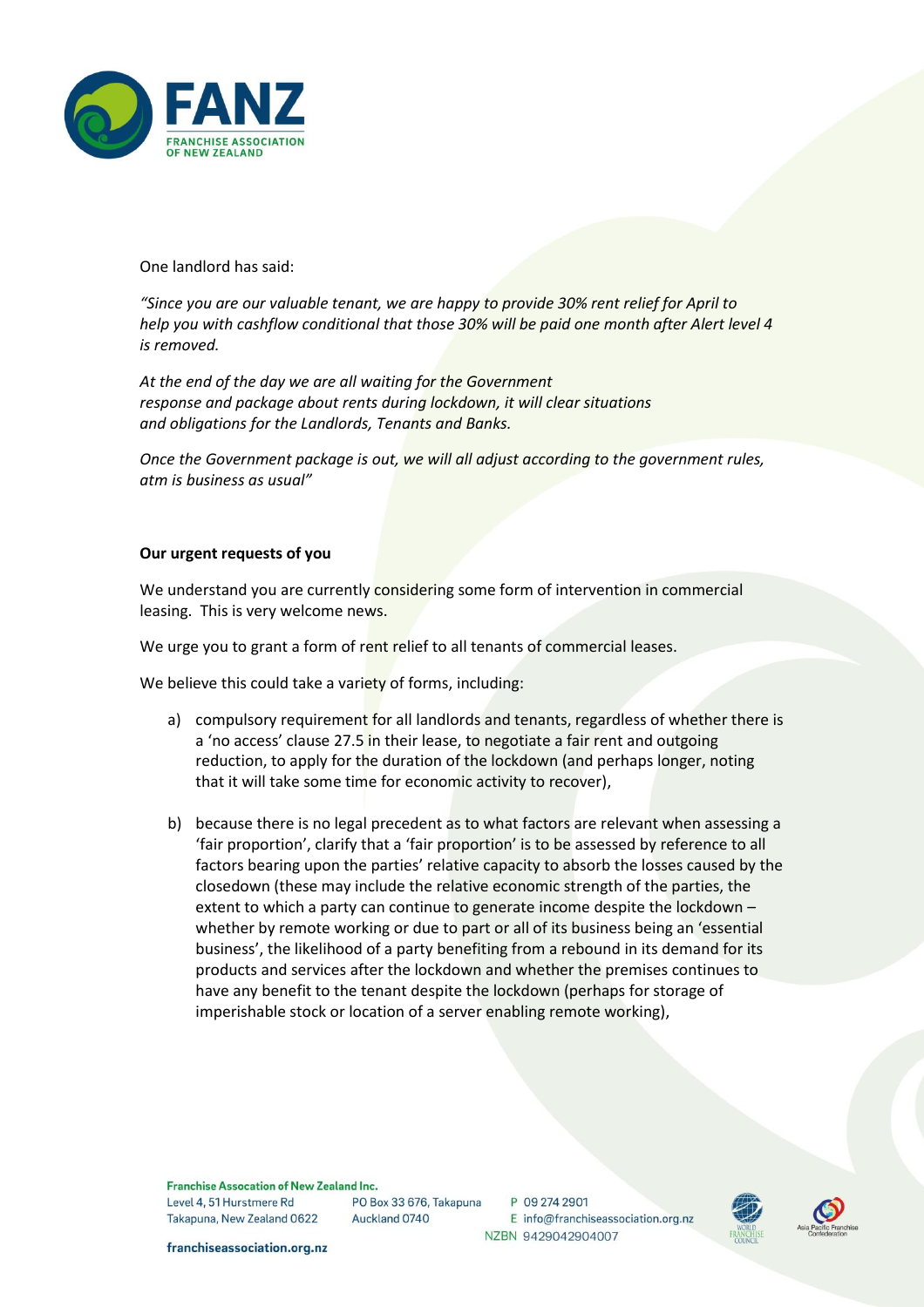One landlord has said:

*"Since you are our valuable tenant, we are happy to provide 30% rent relief for April to help you with cashflow conditional that those 30% will be paid one month after Alert level 4 is removed.*

*At the end of the day we are all waiting for the Government response and package about rents during lockdown, it will clear situations and obligations for the Landlords, Tenants and Banks.*

*Once the Government package is out, we will all adjust according to the government rules, atm is business as usual"*

**Our urgent requests of you**

We understand you are currently considering some form of intervention in commercial leasing. This is very welcome news.

We urge you to grant a form of rent relief to all tenants of commercial leases.

We believe this could take a variety of forms, including:

a) compulsory requirement for all landlords and tenants, regardless of whether there is a 'no access' clause 27.5 in their lease, to negotiate a fair rent and outgoing reduction, to apply for the duration of the lockdown (and perhaps longer, noting that it will take some time for economic activity to recover),

b) because there is no legal precedent as to what factors are relevant when assessing a 'fair proportion', clarify that a 'fair proportion' is to be assessed by reference to all factors bearing upon the parties' relative capacity to absorb the losses caused by the closedown (these may include the relative economic strength of the parties, the extent to which a party can continue to generate income despite the lockdown – whether by remote working or due to part or all of its business being an 'essential business', the likelihood of a party benefiting from a rebound in its demand for its products and services after the lockdown and whether the premises continues to have any benefit to the tenant despite the lockdown (perhaps for storage of imperishable stock or location of a server enabling remote working),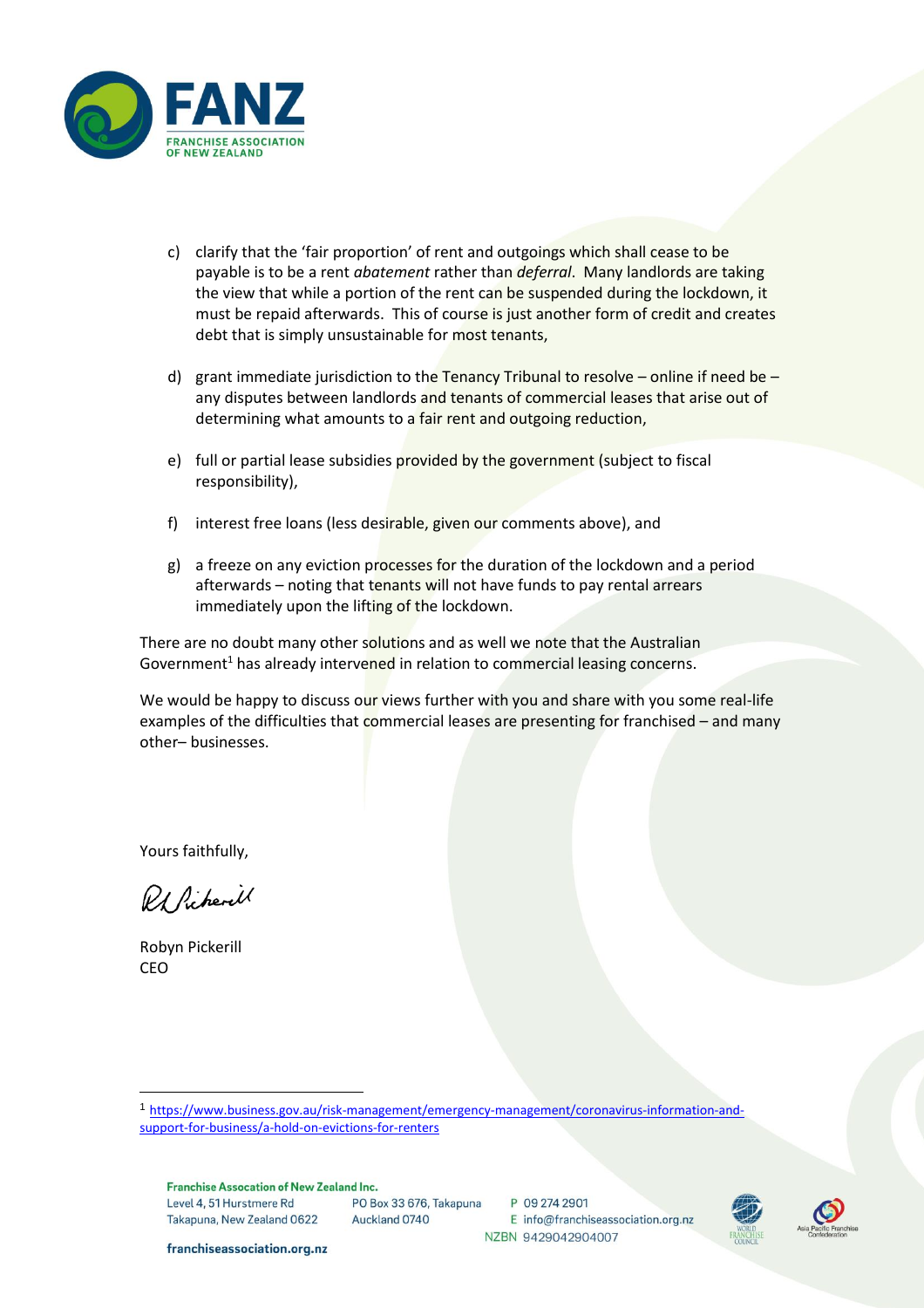c) clarify that the 'fair proportion' of rent and outgoings which shall cease to be payable is to be a rent *abatement* rather than *deferral*. Many landlords are taking the view that while a portion of the rent can be suspended during the lockdown, it must be repaid afterwards. This of course is just another form of credit and creates debt that is simply unsustainable for most tenants,

d) grant immediate jurisdiction to the Tenancy Tribunal to resolve – online if need be – any disputes between landlords and tenants of commercial leases that arise out of determining what amounts to a fair rent and outgoing reduction,

e) full or partial lease subsidies provided by the government (subject to fiscal responsibility),

f) interest free loans (less desirable, given our comments above), and

g) a freeze on any eviction processes for the duration of the lockdown and a period afterwards – noting that tenants will not have funds to pay rental arrears immediately upon the lifting of the lockdown.

There are no doubt many other solutions and as well we note that the Australian Government[1] has already intervened in relation to commercial leasing concerns.

We would be happy to discuss our views further with you and share with you some real-life examples of the difficulties that commercial leases are presenting for franchised – and many other– businesses.

Yours faithfully,

Robyn Pickerill
CEO

[1] https://www.business.gov.au/risk-management/emergency-management/coronavirus-information-and-support-for-business/a-hold-on-evictions-for-renters